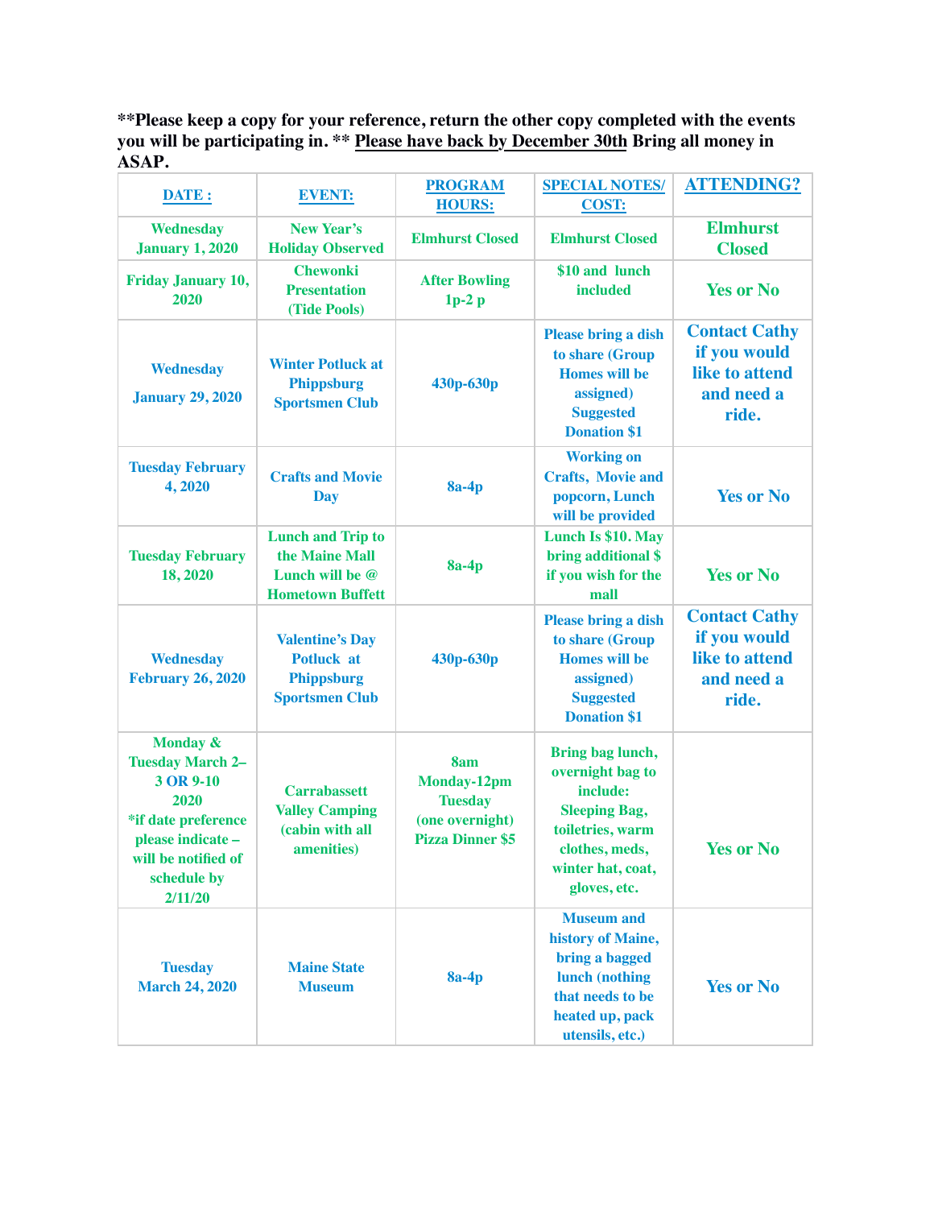**Please keep a copy for your reference, return the other copy completed with the events you will be participating in. ** Please have back by December 30th Bring all money in ASAP.

| DATE : | EVENT: | PROGRAM HOURS: | SPECIAL NOTES/ COST: | ATTENDING? |
|---|---|---|---|---|
| Wednesday January 1, 2020 | New Year's Holiday Observed | Elmhurst Closed | Elmhurst Closed | Elmhurst Closed |
| Friday January 10, 2020 | Chewonki Presentation (Tide Pools) | After Bowling 1p-2 p | $10 and lunch included | Yes or No |
| Wednesday January 29, 2020 | Winter Potluck at Phippsburg Sportsmen Club | 430p-630p | Please bring a dish to share (Group Homes will be assigned) Suggested Donation $1 | Contact Cathy if you would like to attend and need a ride. |
| Tuesday February 4, 2020 | Crafts and Movie Day | 8a-4p | Working on Crafts, Movie and popcorn, Lunch will be provided | Yes or No |
| Tuesday February 18, 2020 | Lunch and Trip to the Maine Mall Lunch will be @ Hometown Buffett | 8a-4p | Lunch Is $10. May bring additional $ if you wish for the mall | Yes or No |
| Wednesday February 26, 2020 | Valentine's Day Potluck at Phippsburg Sportsmen Club | 430p-630p | Please bring a dish to share (Group Homes will be assigned) Suggested Donation $1 | Contact Cathy if you would like to attend and need a ride. |
| Monday & Tuesday March 2–3 OR 9-10 2020 *if date preference please indicate – will be notified of schedule by 2/11/20 | Carrabassett Valley Camping (cabin with all amenities) | 8am Monday-12pm Tuesday (one overnight) Pizza Dinner $5 | Bring bag lunch, overnight bag to include: Sleeping Bag, toiletries, warm clothes, meds, winter hat, coat, gloves, etc. | Yes or No |
| Tuesday March 24, 2020 | Maine State Museum | 8a-4p | Museum and history of Maine, bring a bagged lunch (nothing that needs to be heated up, pack utensils, etc.) | Yes or No |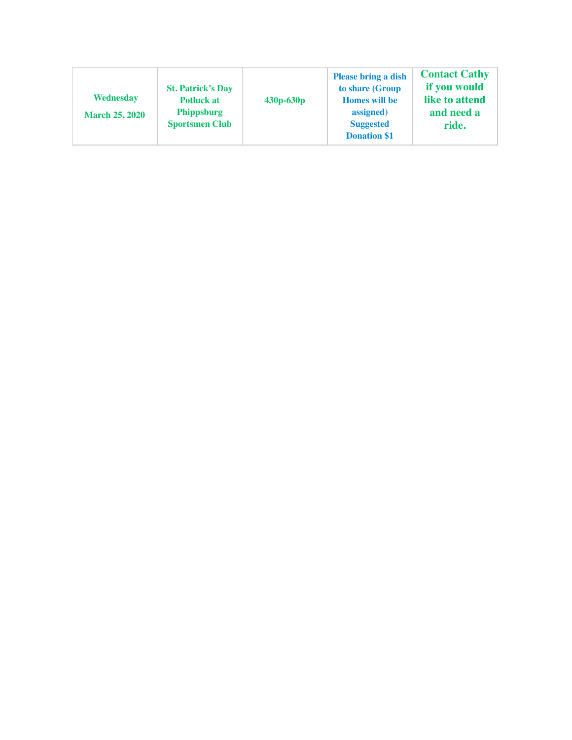| | | | | |
|---|---|---|---|---|
| **Wednesday**<br>**March 25, 2020** | **St. Patrick's Day Potluck at Phippsburg Sportsmen Club** | **430p-630p** | **Please bring a dish to share (Group Homes will be assigned) Suggested Donation $1** | **Contact Cathy if you would like to attend and need a ride.** |